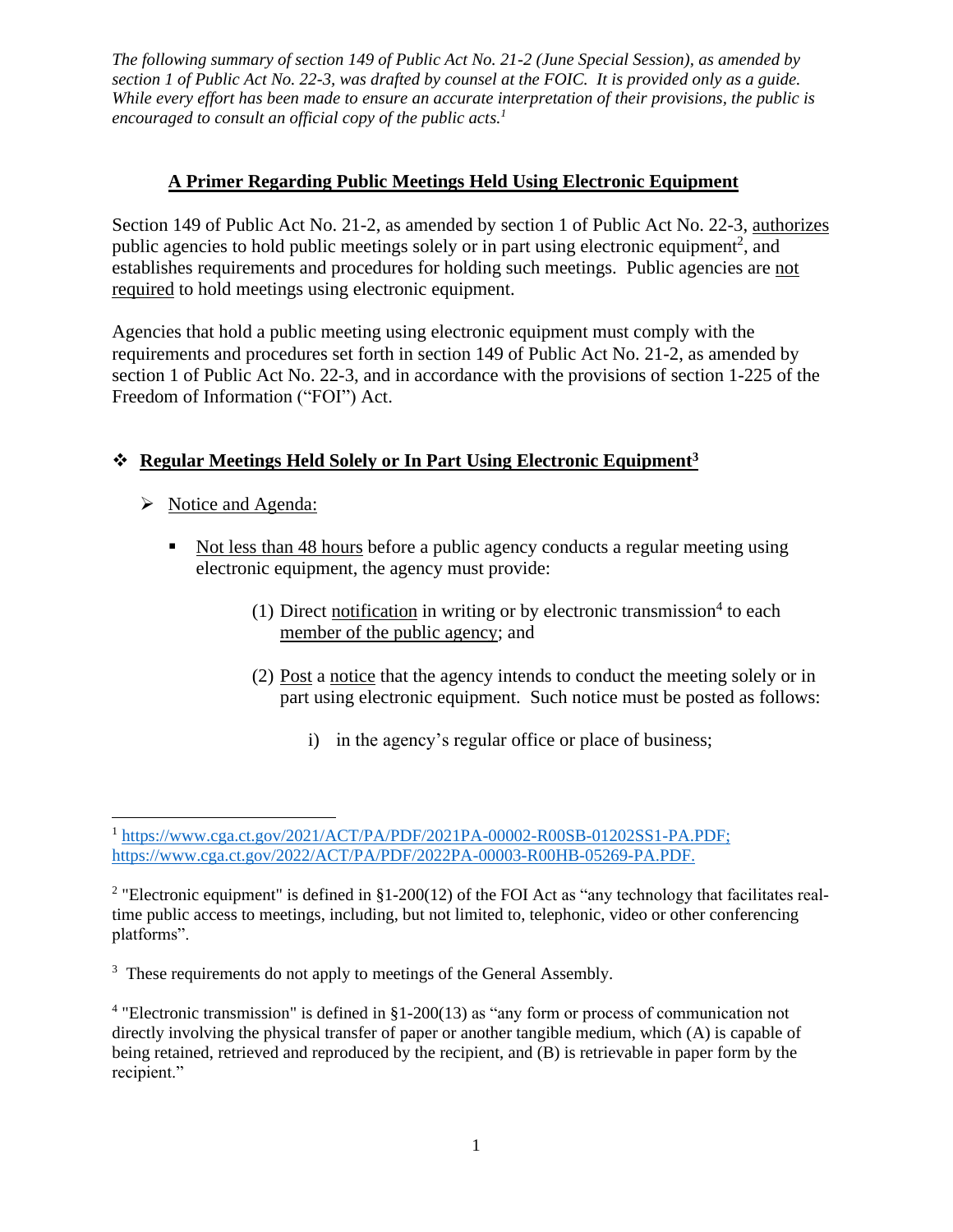*The following summary of section 149 of Public Act No. 21-2 (June Special Session), as amended by section 1 of Public Act No. 22-3, was drafted by counsel at the FOIC. It is provided only as a guide. While every effort has been made to ensure an accurate interpretation of their provisions, the public is encouraged to consult an official copy of the public acts.*[1]

## A Primer Regarding Public Meetings Held Using Electronic Equipment

Section 149 of Public Act No. 21-2, as amended by section 1 of Public Act No. 22-3, authorizes public agencies to hold public meetings solely or in part using electronic equipment[2], and establishes requirements and procedures for holding such meetings. Public agencies are not required to hold meetings using electronic equipment.

Agencies that hold a public meeting using electronic equipment must comply with the requirements and procedures set forth in section 149 of Public Act No. 21-2, as amended by section 1 of Public Act No. 22-3, and in accordance with the provisions of section 1-225 of the Freedom of Information ("FOI") Act.

### ❖ Regular Meetings Held Solely or In Part Using Electronic Equipment[3]

- Notice and Agenda:

  - Not less than 48 hours before a public agency conducts a regular meeting using electronic equipment, the agency must provide:

    (1) Direct notification in writing or by electronic transmission[4] to each member of the public agency; and

    (2) Post a notice that the agency intends to conduct the meeting solely or in part using electronic equipment. Such notice must be posted as follows:

      i) in the agency's regular office or place of business;

---

[1] https://www.cga.ct.gov/2021/ACT/PA/PDF/2021PA-00002-R00SB-01202SS1-PA.PDF; https://www.cga.ct.gov/2022/ACT/PA/PDF/2022PA-00003-R00HB-05269-PA.PDF.

[2] "Electronic equipment" is defined in §1-200(12) of the FOI Act as "any technology that facilitates real-time public access to meetings, including, but not limited to, telephonic, video or other conferencing platforms".

[3] These requirements do not apply to meetings of the General Assembly.

[4] "Electronic transmission" is defined in §1-200(13) as "any form or process of communication not directly involving the physical transfer of paper or another tangible medium, which (A) is capable of being retained, retrieved and reproduced by the recipient, and (B) is retrievable in paper form by the recipient."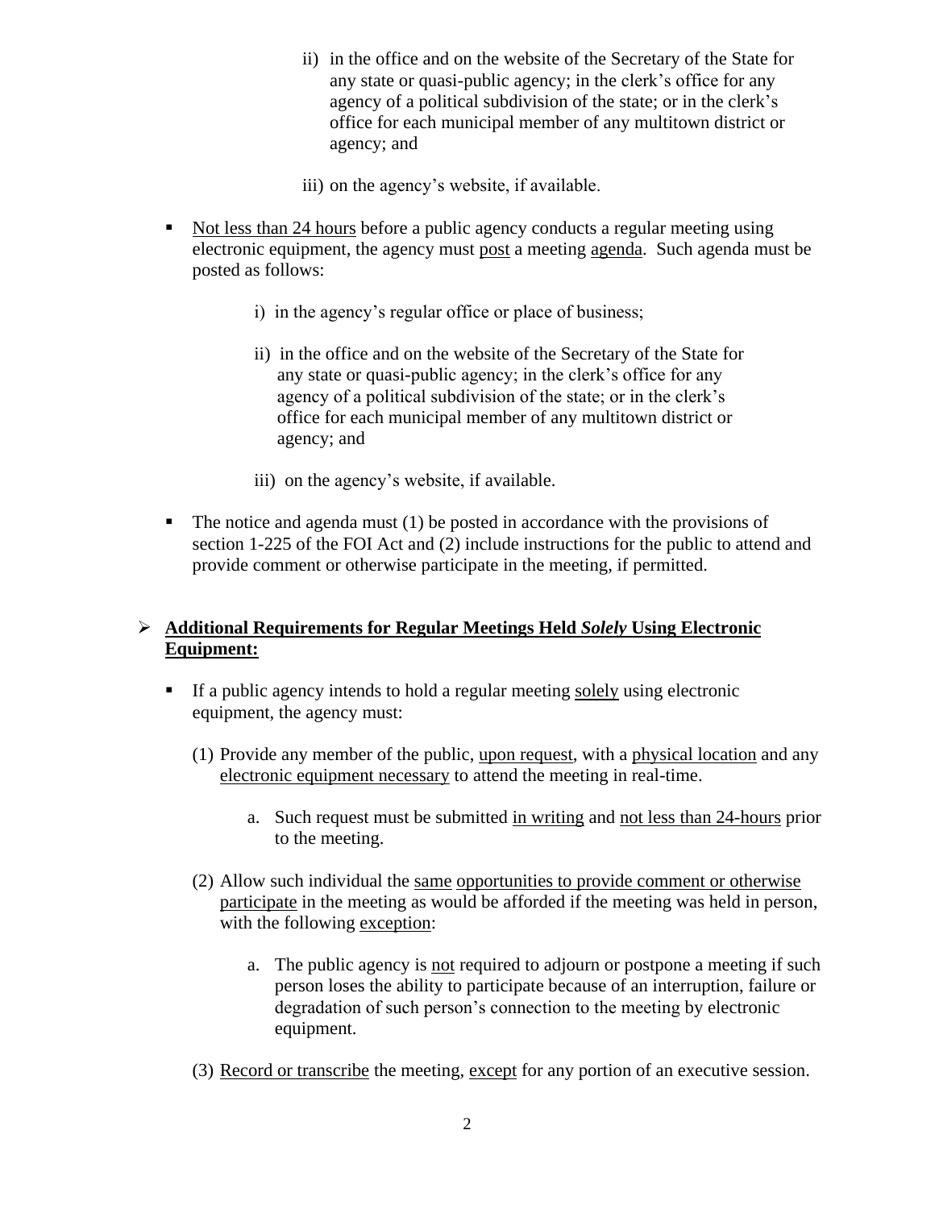ii) in the office and on the website of the Secretary of the State for any state or quasi-public agency; in the clerk's office for any agency of a political subdivision of the state; or in the clerk's office for each municipal member of any multitown district or agency; and

iii) on the agency's website, if available.

- <u>Not less than 24 hours</u> before a public agency conducts a regular meeting using electronic equipment, the agency must <u>post</u> a meeting <u>agenda</u>. Such agenda must be posted as follows:

  i) in the agency's regular office or place of business;

  ii) in the office and on the website of the Secretary of the State for any state or quasi-public agency; in the clerk's office for any agency of a political subdivision of the state; or in the clerk's office for each municipal member of any multitown district or agency; and

  iii) on the agency's website, if available.

- The notice and agenda must (1) be posted in accordance with the provisions of section 1-225 of the FOI Act and (2) include instructions for the public to attend and provide comment or otherwise participate in the meeting, if permitted.

## <u>Additional Requirements for Regular Meetings Held *Solely* Using Electronic Equipment:</u>

- If a public agency intends to hold a regular meeting <u>solely</u> using electronic equipment, the agency must:

  (1) Provide any member of the public, <u>upon request</u>, with a <u>physical location</u> and any <u>electronic equipment necessary</u> to attend the meeting in real-time.

    a. Such request must be submitted <u>in writing</u> and <u>not less than 24-hours</u> prior to the meeting.

  (2) Allow such individual the <u>same</u> <u>opportunities to provide comment or otherwise participate</u> in the meeting as would be afforded if the meeting was held in person, with the following <u>exception</u>:

    a. The public agency is <u>not</u> required to adjourn or postpone a meeting if such person loses the ability to participate because of an interruption, failure or degradation of such person's connection to the meeting by electronic equipment.

  (3) <u>Record or transcribe</u> the meeting, <u>except</u> for any portion of an executive session.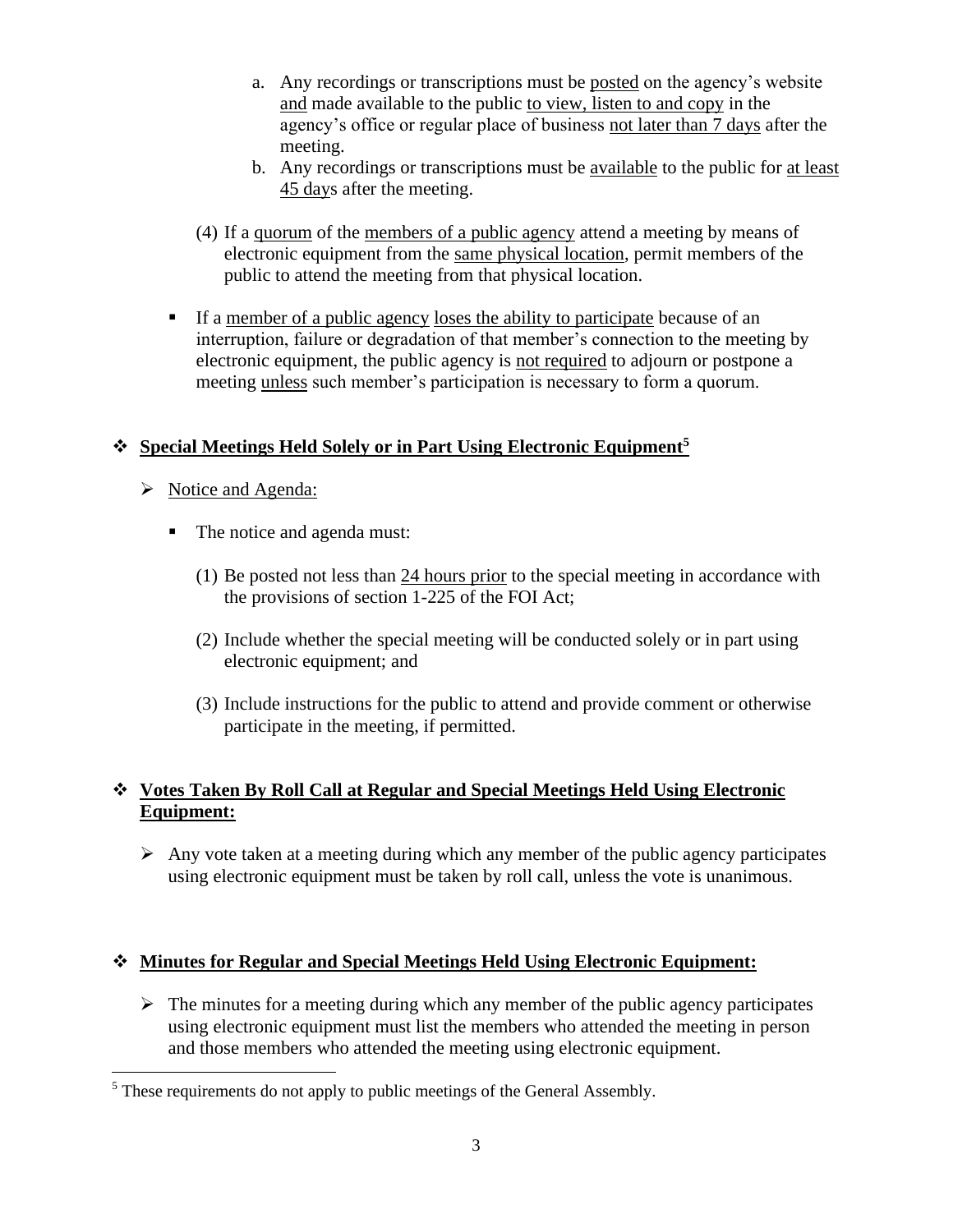a. Any recordings or transcriptions must be <u>posted</u> on the agency's website <u>and</u> made available to the public <u>to view, listen to and copy</u> in the agency's office or regular place of business <u>not later than 7 days</u> after the meeting.
   b. Any recordings or transcriptions must be <u>available</u> to the public for <u>at least 45 days</u> after the meeting.

(4) If a <u>quorum</u> of the <u>members of a public agency</u> attend a meeting by means of electronic equipment from the <u>same physical location</u>, permit members of the public to attend the meeting from that physical location.

- If a <u>member of a public agency</u> <u>loses the ability to participate</u> because of an interruption, failure or degradation of that member's connection to the meeting by electronic equipment, the public agency is <u>not required</u> to adjourn or postpone a meeting <u>unless</u> such member's participation is necessary to form a quorum.

## ❖ <u>Special Meetings Held Solely or in Part Using Electronic Equipment</u>[5]

- <u>Notice and Agenda:</u>
  - The notice and agenda must:

    (1) Be posted not less than <u>24 hours prior</u> to the special meeting in accordance with the provisions of section 1-225 of the FOI Act;

    (2) Include whether the special meeting will be conducted solely or in part using electronic equipment; and

    (3) Include instructions for the public to attend and provide comment or otherwise participate in the meeting, if permitted.

## ❖ <u>Votes Taken By Roll Call at Regular and Special Meetings Held Using Electronic Equipment:</u>

- Any vote taken at a meeting during which any member of the public agency participates using electronic equipment must be taken by roll call, unless the vote is unanimous.

## ❖ <u>Minutes for Regular and Special Meetings Held Using Electronic Equipment:</u>

- The minutes for a meeting during which any member of the public agency participates using electronic equipment must list the members who attended the meeting in person and those members who attended the meeting using electronic equipment.

---

[5] These requirements do not apply to public meetings of the General Assembly.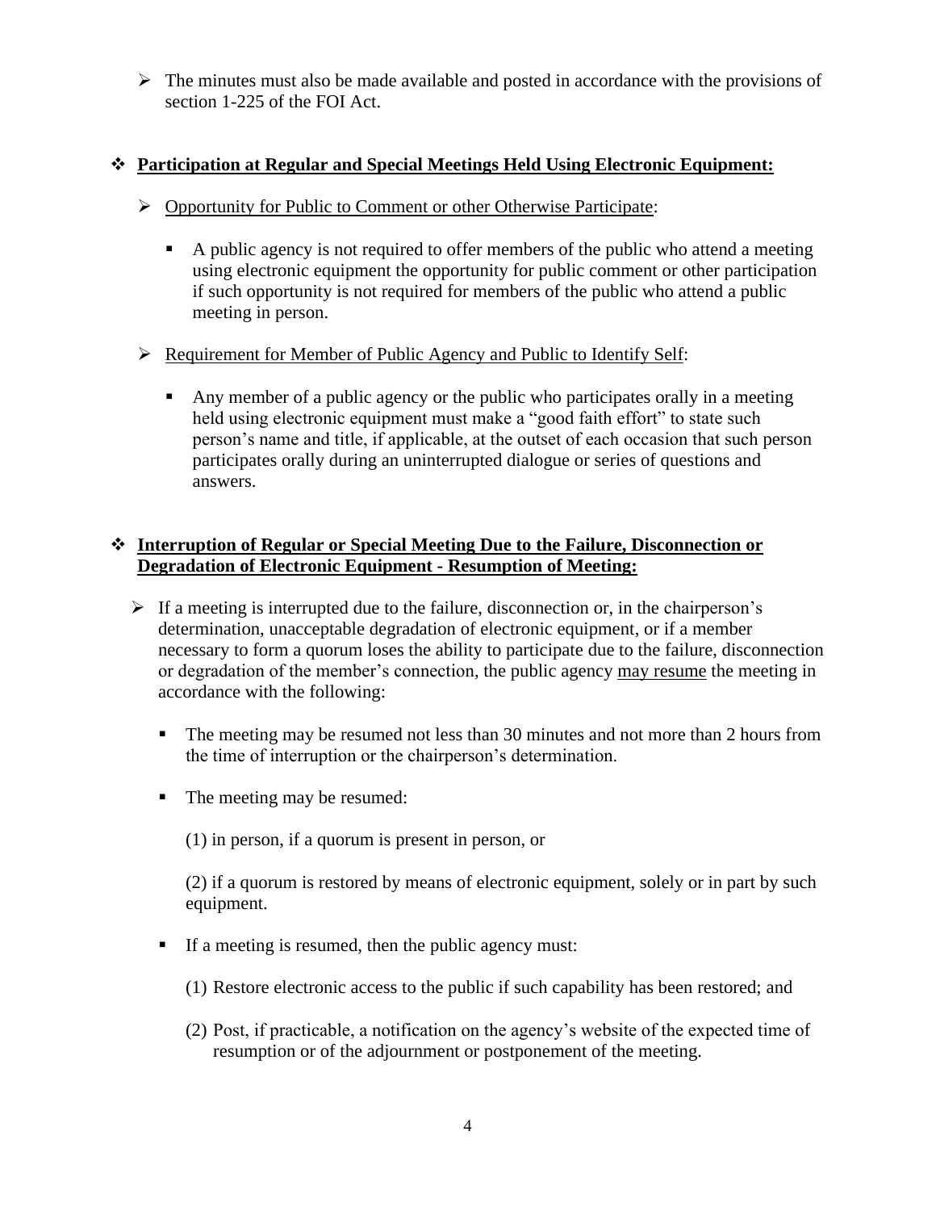- The minutes must also be made available and posted in accordance with the provisions of section 1-225 of the FOI Act.

- **Participation at Regular and Special Meetings Held Using Electronic Equipment:**

  - Opportunity for Public to Comment or other Otherwise Participate:

    - A public agency is not required to offer members of the public who attend a meeting using electronic equipment the opportunity for public comment or other participation if such opportunity is not required for members of the public who attend a public meeting in person.

  - Requirement for Member of Public Agency and Public to Identify Self:

    - Any member of a public agency or the public who participates orally in a meeting held using electronic equipment must make a "good faith effort" to state such person's name and title, if applicable, at the outset of each occasion that such person participates orally during an uninterrupted dialogue or series of questions and answers.

- **Interruption of Regular or Special Meeting Due to the Failure, Disconnection or Degradation of Electronic Equipment - Resumption of Meeting:**

  - If a meeting is interrupted due to the failure, disconnection or, in the chairperson's determination, unacceptable degradation of electronic equipment, or if a member necessary to form a quorum loses the ability to participate due to the failure, disconnection or degradation of the member's connection, the public agency may resume the meeting in accordance with the following:

    - The meeting may be resumed not less than 30 minutes and not more than 2 hours from the time of interruption or the chairperson's determination.

    - The meeting may be resumed:

      (1) in person, if a quorum is present in person, or

      (2) if a quorum is restored by means of electronic equipment, solely or in part by such equipment.

    - If a meeting is resumed, then the public agency must:

      (1) Restore electronic access to the public if such capability has been restored; and

      (2) Post, if practicable, a notification on the agency's website of the expected time of resumption or of the adjournment or postponement of the meeting.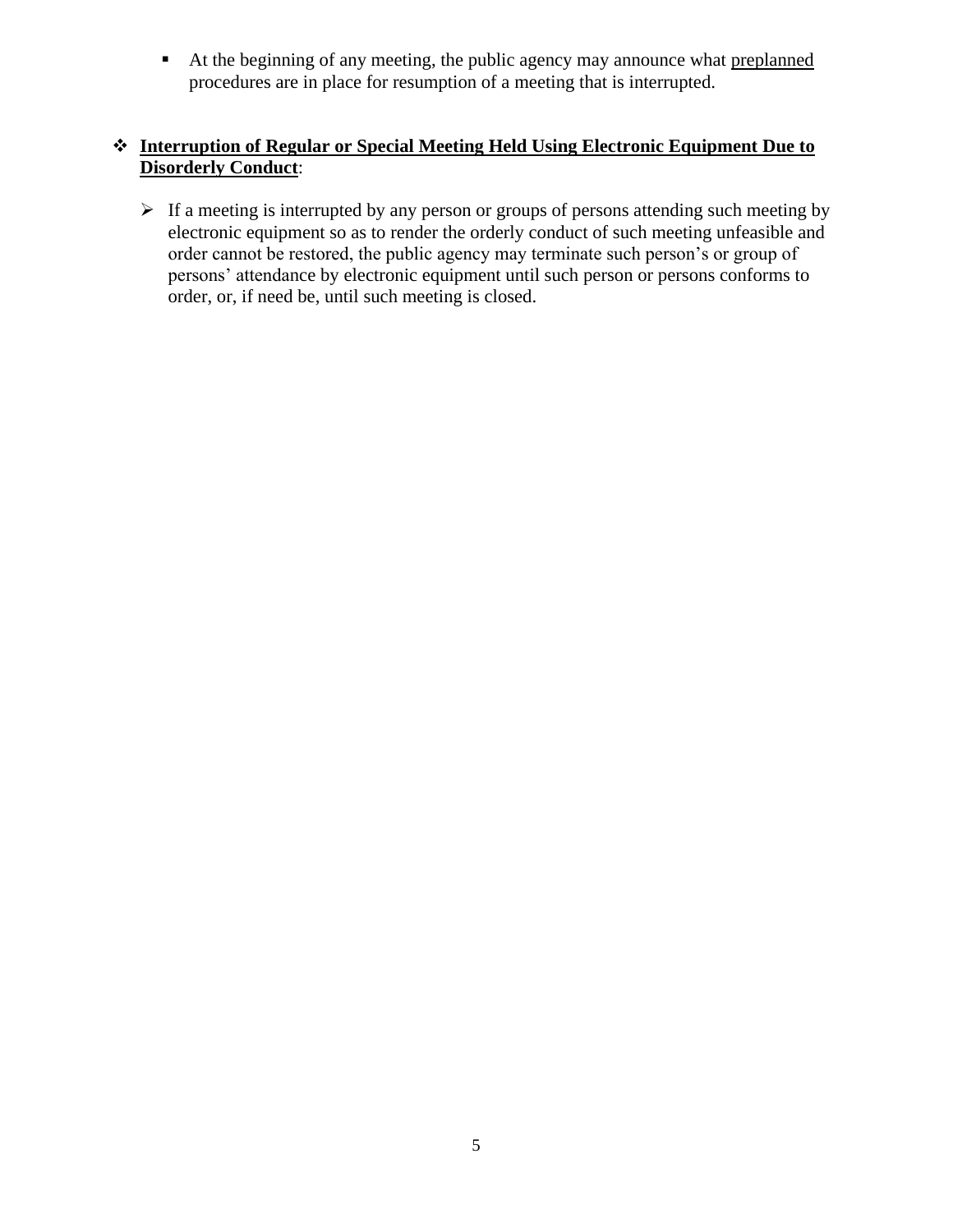- At the beginning of any meeting, the public agency may announce what <u>preplanned</u> procedures are in place for resumption of a meeting that is interrupted.

- **<u>Interruption of Regular or Special Meeting Held Using Electronic Equipment Due to Disorderly Conduct</u>**:

  - If a meeting is interrupted by any person or groups of persons attending such meeting by electronic equipment so as to render the orderly conduct of such meeting unfeasible and order cannot be restored, the public agency may terminate such person's or group of persons' attendance by electronic equipment until such person or persons conforms to order, or, if need be, until such meeting is closed.